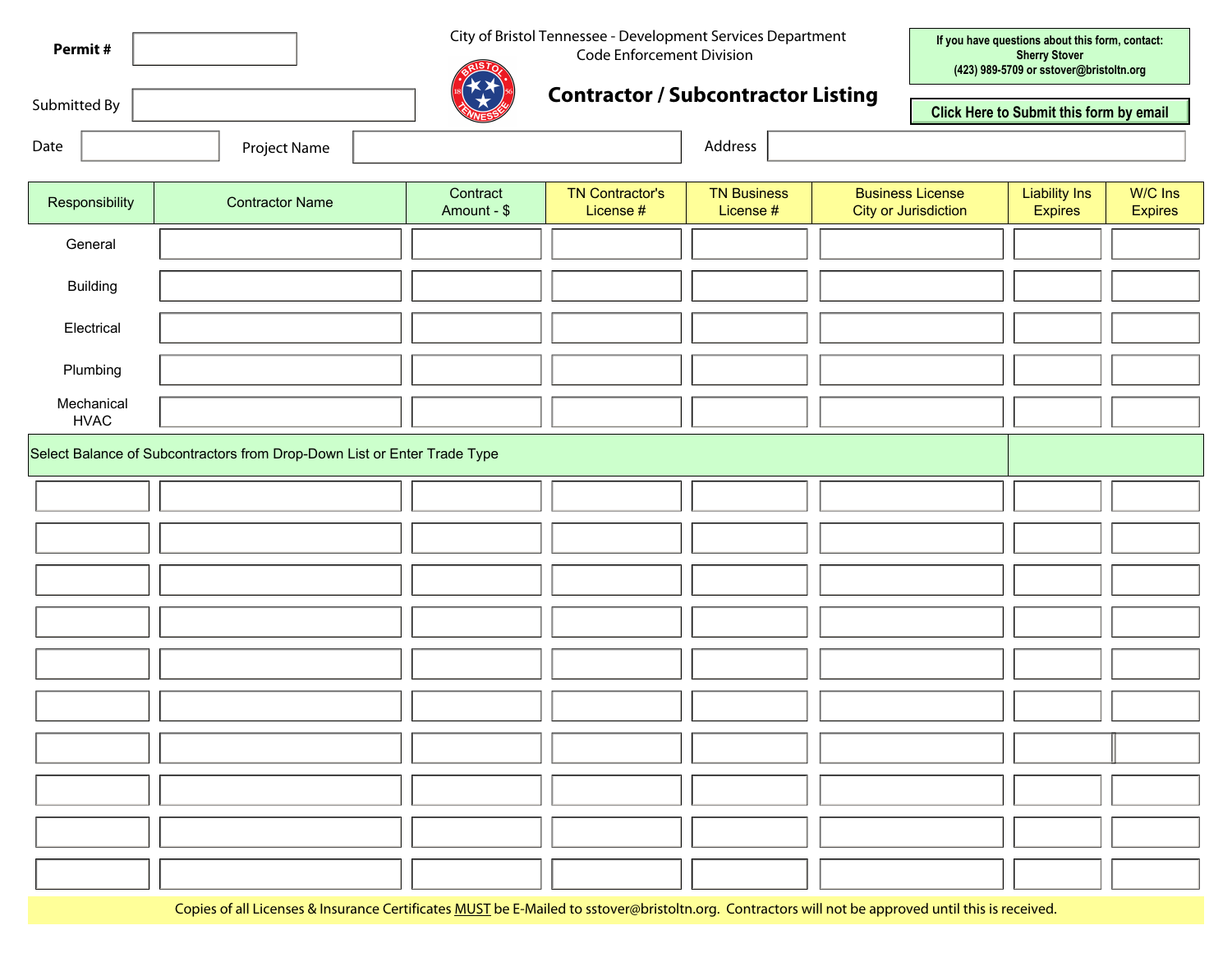Permit #

Submitted By

Date

Project Name

Address

City of Bristol Tennessee - Development Services Department
Code Enforcement Division

# Contractor / Subcontractor Listing

If you have questions about this form, contact:
Sherry Stover
(423) 989-5709 or sstover@bristoltn.org

Click Here to Submit this form by email

| Responsibility | Contractor Name | Contract Amount - $ | TN Contractor's License # | TN Business License # | Business License City or Jurisdiction | Liability Ins Expires | W/C Ins Expires |
|---|---|---|---|---|---|---|---|
| General | | | | | | | |
| Building | | | | | | | |
| Electrical | | | | | | | |
| Plumbing | | | | | | | |
| Mechanical HVAC | | | | | | | |
| Select Balance of Subcontractors from Drop-Down List or Enter Trade Type | | | | | | | |
| | | | | | | | |
| | | | | | | | |
| | | | | | | | |
| | | | | | | | |
| | | | | | | | |
| | | | | | | | |
| | | | | | | | |
| | | | | | | | |
| | | | | | | | |
| | | | | | | | |

Copies of all Licenses & Insurance Certificates MUST be E-Mailed to sstover@bristoltn.org. Contractors will not be approved until this is received.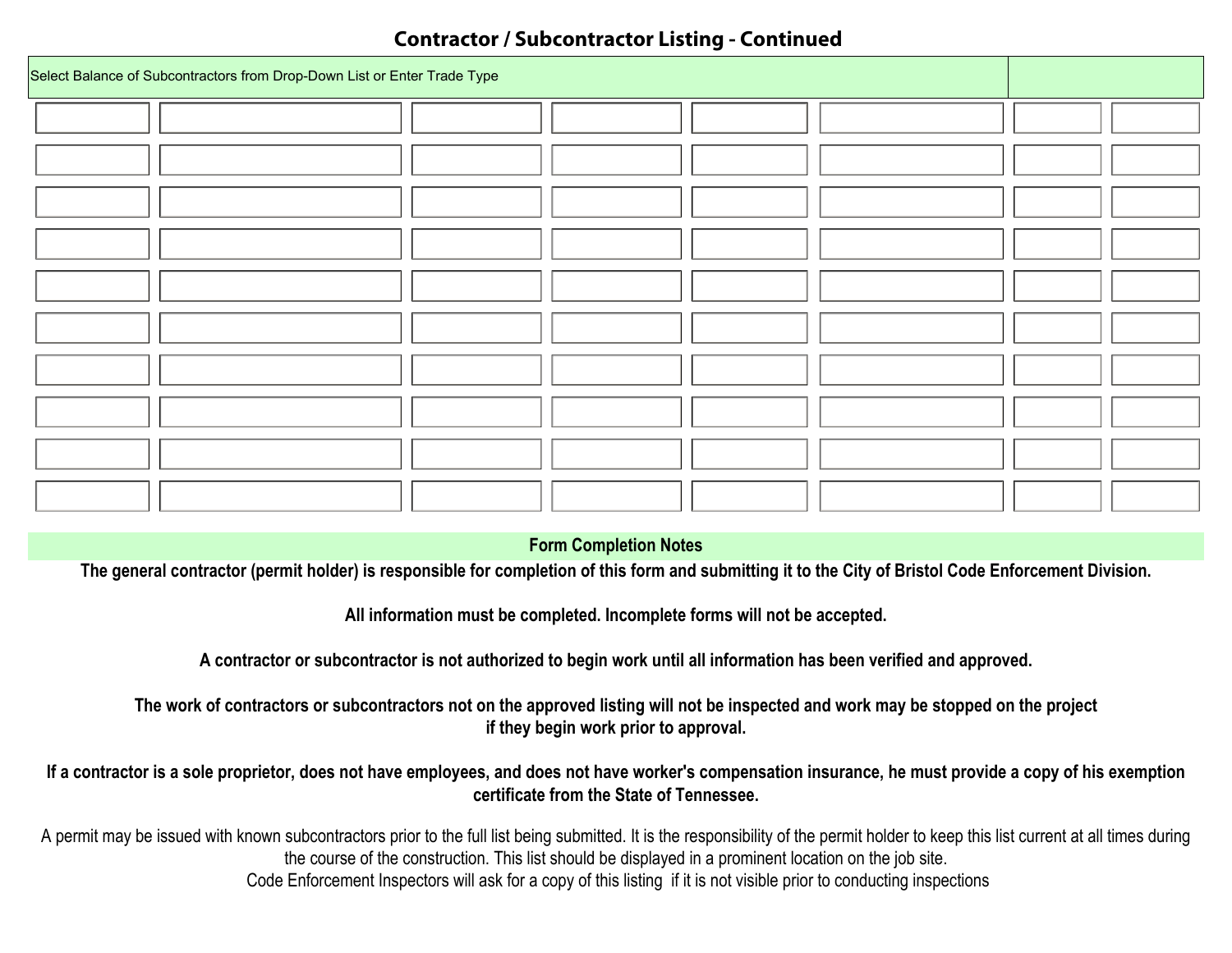## Contractor / Subcontractor Listing - Continued

| Select Balance of Subcontractors from Drop-Down List or Enter Trade Type | | | | | | | |
|---|---|---|---|---|---|---|---|
| | | | | | | | |
| | | | | | | | |
| | | | | | | | |
| | | | | | | | |
| | | | | | | | |
| | | | | | | | |
| | | | | | | | |
| | | | | | | | |
| | | | | | | | |
| | | | | | | | |

### Form Completion Notes

**The general contractor (permit holder) is responsible for completion of this form and submitting it to the City of Bristol Code Enforcement Division.**

**All information must be completed. Incomplete forms will not be accepted.**

**A contractor or subcontractor is not authorized to begin work until all information has been verified and approved.**

**The work of contractors or subcontractors not on the approved listing will not be inspected and work may be stopped on the project if they begin work prior to approval.**

**If a contractor is a sole proprietor, does not have employees, and does not have worker's compensation insurance, he must provide a copy of his exemption certificate from the State of Tennessee.**

A permit may be issued with known subcontractors prior to the full list being submitted. It is the responsibility of the permit holder to keep this list current at all times during the course of the construction. This list should be displayed in a prominent location on the job site.
Code Enforcement Inspectors will ask for a copy of this listing if it is not visible prior to conducting inspections